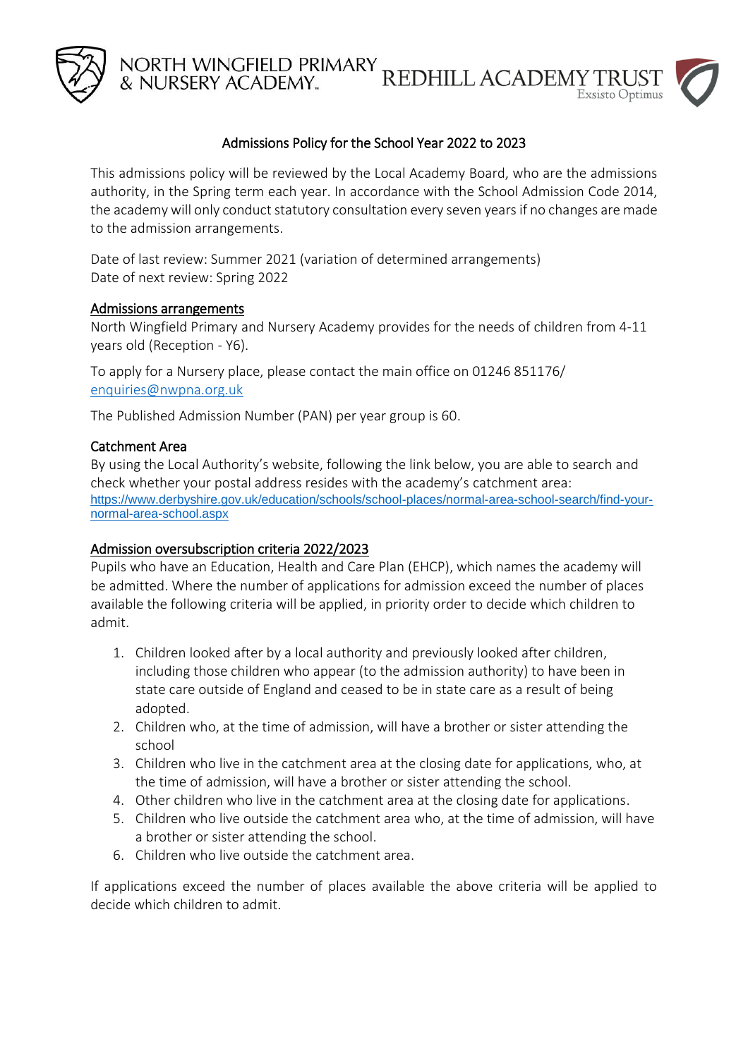NORTH WINGFIELD PRIMARY & NURSERY ACADEMY

REDHILL ACADEMY TRUST
Exsisto Optimus

# Admissions Policy for the School Year 2022 to 2023

This admissions policy will be reviewed by the Local Academy Board, who are the admissions authority, in the Spring term each year. In accordance with the School Admission Code 2014, the academy will only conduct statutory consultation every seven years if no changes are made to the admission arrangements.

Date of last review: Summer 2021 (variation of determined arrangements)
Date of next review: Spring 2022

## Admissions arrangements

North Wingfield Primary and Nursery Academy provides for the needs of children from 4-11 years old (Reception - Y6).

To apply for a Nursery place, please contact the main office on 01246 851176/ enquiries@nwpna.org.uk

The Published Admission Number (PAN) per year group is 60.

## Catchment Area

By using the Local Authority's website, following the link below, you are able to search and check whether your postal address resides with the academy's catchment area:
https://www.derbyshire.gov.uk/education/schools/school-places/normal-area-school-search/find-your-normal-area-school.aspx

## Admission oversubscription criteria 2022/2023

Pupils who have an Education, Health and Care Plan (EHCP), which names the academy will be admitted. Where the number of applications for admission exceed the number of places available the following criteria will be applied, in priority order to decide which children to admit.

1. Children looked after by a local authority and previously looked after children, including those children who appear (to the admission authority) to have been in state care outside of England and ceased to be in state care as a result of being adopted.
2. Children who, at the time of admission, will have a brother or sister attending the school
3. Children who live in the catchment area at the closing date for applications, who, at the time of admission, will have a brother or sister attending the school.
4. Other children who live in the catchment area at the closing date for applications.
5. Children who live outside the catchment area who, at the time of admission, will have a brother or sister attending the school.
6. Children who live outside the catchment area.

If applications exceed the number of places available the above criteria will be applied to decide which children to admit.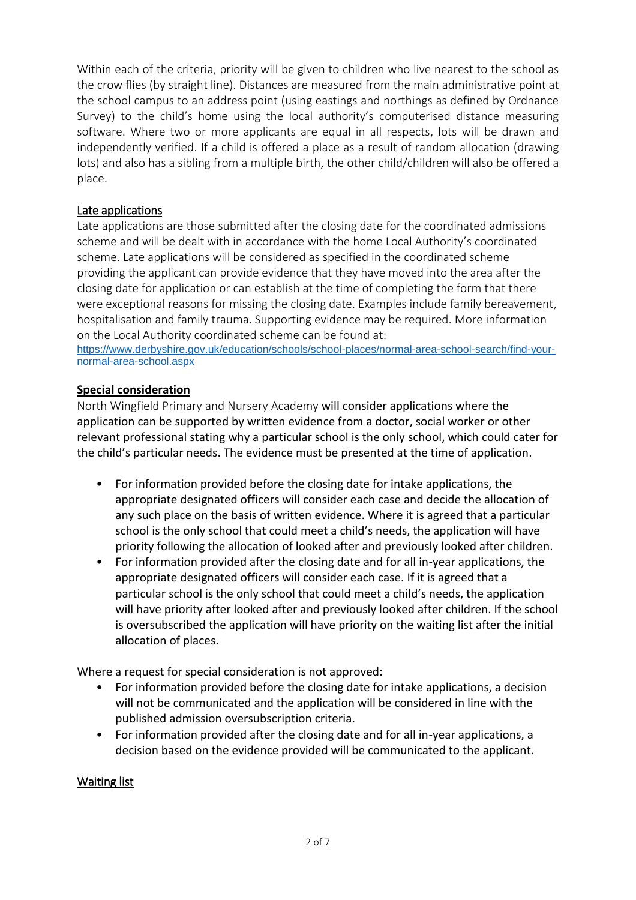Within each of the criteria, priority will be given to children who live nearest to the school as the crow flies (by straight line). Distances are measured from the main administrative point at the school campus to an address point (using eastings and northings as defined by Ordnance Survey) to the child's home using the local authority's computerised distance measuring software. Where two or more applicants are equal in all respects, lots will be drawn and independently verified. If a child is offered a place as a result of random allocation (drawing lots) and also has a sibling from a multiple birth, the other child/children will also be offered a place.

## Late applications

Late applications are those submitted after the closing date for the coordinated admissions scheme and will be dealt with in accordance with the home Local Authority's coordinated scheme. Late applications will be considered as specified in the coordinated scheme providing the applicant can provide evidence that they have moved into the area after the closing date for application or can establish at the time of completing the form that there were exceptional reasons for missing the closing date. Examples include family bereavement, hospitalisation and family trauma. Supporting evidence may be required. More information on the Local Authority coordinated scheme can be found at:
https://www.derbyshire.gov.uk/education/schools/school-places/normal-area-school-search/find-your-normal-area-school.aspx

## Special consideration

North Wingfield Primary and Nursery Academy will consider applications where the application can be supported by written evidence from a doctor, social worker or other relevant professional stating why a particular school is the only school, which could cater for the child's particular needs. The evidence must be presented at the time of application.

- For information provided before the closing date for intake applications, the appropriate designated officers will consider each case and decide the allocation of any such place on the basis of written evidence. Where it is agreed that a particular school is the only school that could meet a child's needs, the application will have priority following the allocation of looked after and previously looked after children.
- For information provided after the closing date and for all in-year applications, the appropriate designated officers will consider each case. If it is agreed that a particular school is the only school that could meet a child's needs, the application will have priority after looked after and previously looked after children. If the school is oversubscribed the application will have priority on the waiting list after the initial allocation of places.

Where a request for special consideration is not approved:

- For information provided before the closing date for intake applications, a decision will not be communicated and the application will be considered in line with the published admission oversubscription criteria.
- For information provided after the closing date and for all in-year applications, a decision based on the evidence provided will be communicated to the applicant.

## Waiting list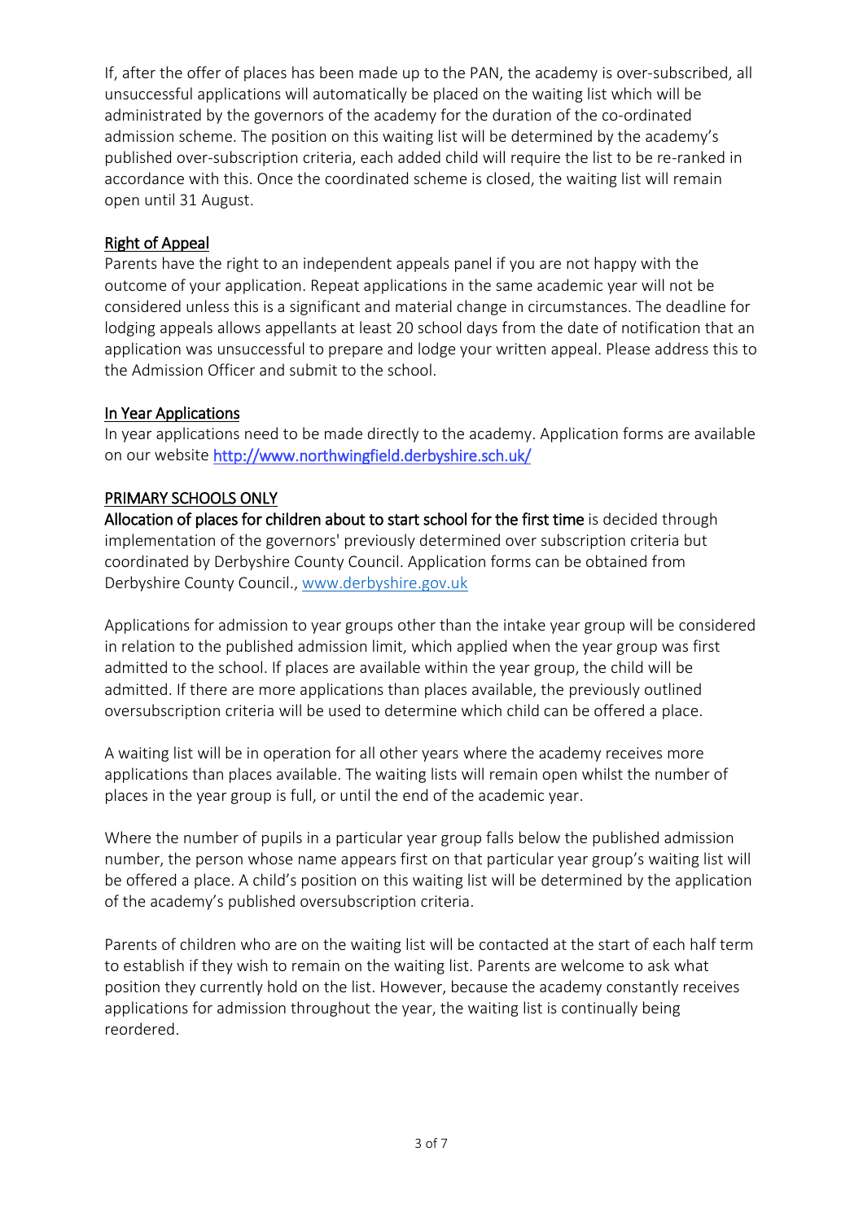If, after the offer of places has been made up to the PAN, the academy is over-subscribed, all unsuccessful applications will automatically be placed on the waiting list which will be administrated by the governors of the academy for the duration of the co-ordinated admission scheme. The position on this waiting list will be determined by the academy's published over-subscription criteria, each added child will require the list to be re-ranked in accordance with this. Once the coordinated scheme is closed, the waiting list will remain open until 31 August.

## Right of Appeal

Parents have the right to an independent appeals panel if you are not happy with the outcome of your application. Repeat applications in the same academic year will not be considered unless this is a significant and material change in circumstances. The deadline for lodging appeals allows appellants at least 20 school days from the date of notification that an application was unsuccessful to prepare and lodge your written appeal. Please address this to the Admission Officer and submit to the school.

## In Year Applications

In year applications need to be made directly to the academy. Application forms are available on our website [http://www.northwingfield.derbyshire.sch.uk/](http://www.northwingfield.derbyshire.sch.uk/)

## PRIMARY SCHOOLS ONLY

**Allocation of places for children about to start school for the first time** is decided through implementation of the governors' previously determined over subscription criteria but coordinated by Derbyshire County Council. Application forms can be obtained from Derbyshire County Council., [www.derbyshire.gov.uk](http://www.derbyshire.gov.uk)

Applications for admission to year groups other than the intake year group will be considered in relation to the published admission limit, which applied when the year group was first admitted to the school. If places are available within the year group, the child will be admitted. If there are more applications than places available, the previously outlined oversubscription criteria will be used to determine which child can be offered a place.

A waiting list will be in operation for all other years where the academy receives more applications than places available. The waiting lists will remain open whilst the number of places in the year group is full, or until the end of the academic year.

Where the number of pupils in a particular year group falls below the published admission number, the person whose name appears first on that particular year group's waiting list will be offered a place. A child's position on this waiting list will be determined by the application of the academy's published oversubscription criteria.

Parents of children who are on the waiting list will be contacted at the start of each half term to establish if they wish to remain on the waiting list. Parents are welcome to ask what position they currently hold on the list. However, because the academy constantly receives applications for admission throughout the year, the waiting list is continually being reordered.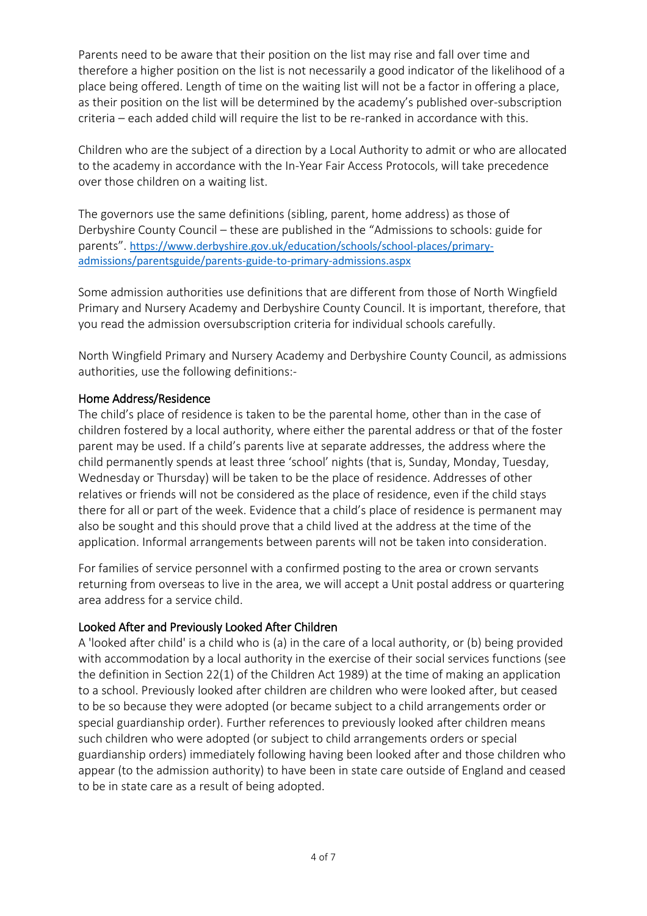Parents need to be aware that their position on the list may rise and fall over time and therefore a higher position on the list is not necessarily a good indicator of the likelihood of a place being offered. Length of time on the waiting list will not be a factor in offering a place, as their position on the list will be determined by the academy's published over-subscription criteria – each added child will require the list to be re-ranked in accordance with this.

Children who are the subject of a direction by a Local Authority to admit or who are allocated to the academy in accordance with the In-Year Fair Access Protocols, will take precedence over those children on a waiting list.

The governors use the same definitions (sibling, parent, home address) as those of Derbyshire County Council – these are published in the "Admissions to schools: guide for parents". https://www.derbyshire.gov.uk/education/schools/school-places/primary-admissions/parentsguide/parents-guide-to-primary-admissions.aspx

Some admission authorities use definitions that are different from those of North Wingfield Primary and Nursery Academy and Derbyshire County Council. It is important, therefore, that you read the admission oversubscription criteria for individual schools carefully.

North Wingfield Primary and Nursery Academy and Derbyshire County Council, as admissions authorities, use the following definitions:-

### Home Address/Residence

The child's place of residence is taken to be the parental home, other than in the case of children fostered by a local authority, where either the parental address or that of the foster parent may be used. If a child's parents live at separate addresses, the address where the child permanently spends at least three 'school' nights (that is, Sunday, Monday, Tuesday, Wednesday or Thursday) will be taken to be the place of residence. Addresses of other relatives or friends will not be considered as the place of residence, even if the child stays there for all or part of the week. Evidence that a child's place of residence is permanent may also be sought and this should prove that a child lived at the address at the time of the application. Informal arrangements between parents will not be taken into consideration.

For families of service personnel with a confirmed posting to the area or crown servants returning from overseas to live in the area, we will accept a Unit postal address or quartering area address for a service child.

### Looked After and Previously Looked After Children

A 'looked after child' is a child who is (a) in the care of a local authority, or (b) being provided with accommodation by a local authority in the exercise of their social services functions (see the definition in Section 22(1) of the Children Act 1989) at the time of making an application to a school. Previously looked after children are children who were looked after, but ceased to be so because they were adopted (or became subject to a child arrangements order or special guardianship order). Further references to previously looked after children means such children who were adopted (or subject to child arrangements orders or special guardianship orders) immediately following having been looked after and those children who appear (to the admission authority) to have been in state care outside of England and ceased to be in state care as a result of being adopted.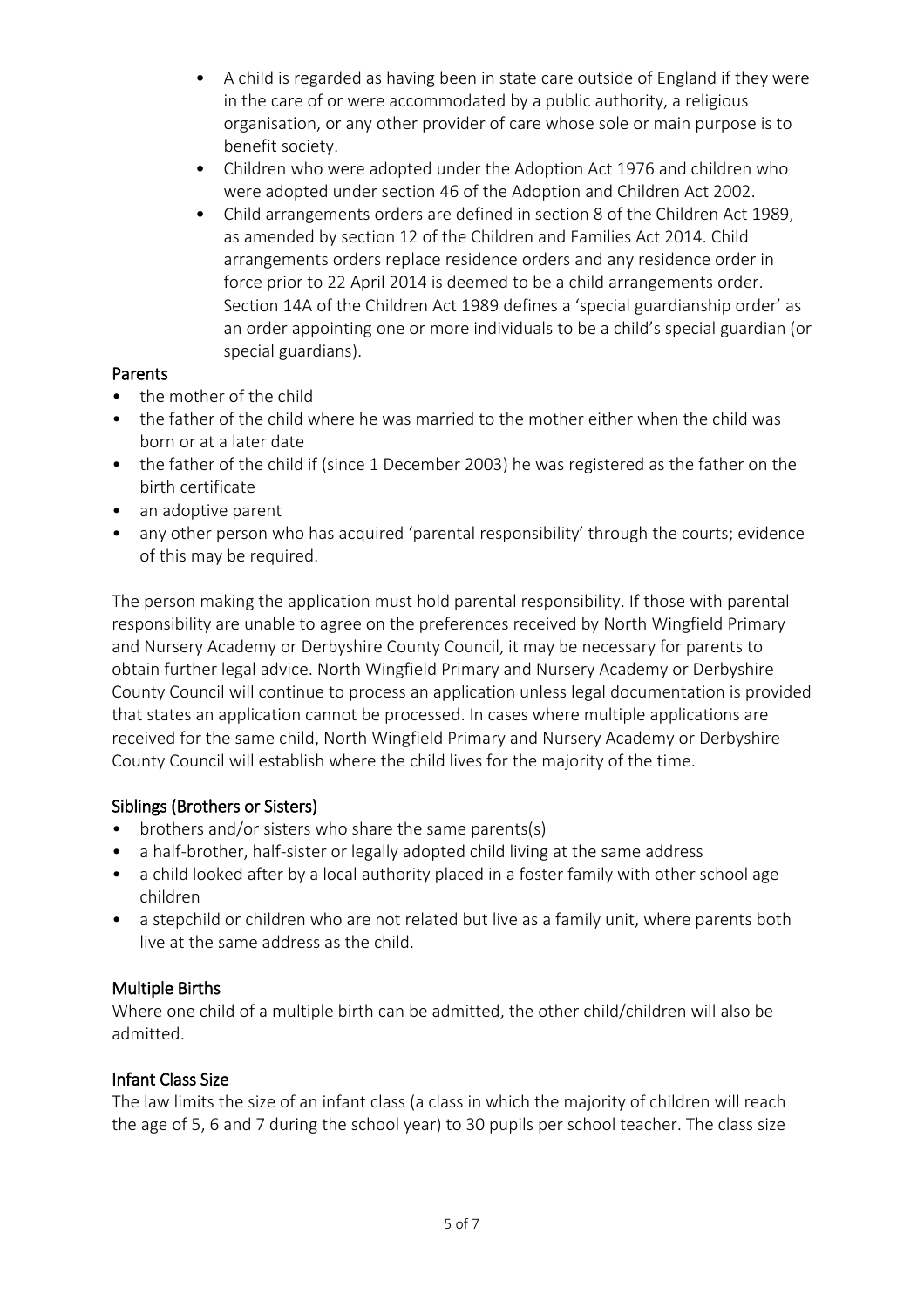- A child is regarded as having been in state care outside of England if they were in the care of or were accommodated by a public authority, a religious organisation, or any other provider of care whose sole or main purpose is to benefit society.
- Children who were adopted under the Adoption Act 1976 and children who were adopted under section 46 of the Adoption and Children Act 2002.
- Child arrangements orders are defined in section 8 of the Children Act 1989, as amended by section 12 of the Children and Families Act 2014. Child arrangements orders replace residence orders and any residence order in force prior to 22 April 2014 is deemed to be a child arrangements order. Section 14A of the Children Act 1989 defines a 'special guardianship order' as an order appointing one or more individuals to be a child's special guardian (or special guardians).

### Parents

- the mother of the child
- the father of the child where he was married to the mother either when the child was born or at a later date
- the father of the child if (since 1 December 2003) he was registered as the father on the birth certificate
- an adoptive parent
- any other person who has acquired 'parental responsibility' through the courts; evidence of this may be required.

The person making the application must hold parental responsibility. If those with parental responsibility are unable to agree on the preferences received by North Wingfield Primary and Nursery Academy or Derbyshire County Council, it may be necessary for parents to obtain further legal advice. North Wingfield Primary and Nursery Academy or Derbyshire County Council will continue to process an application unless legal documentation is provided that states an application cannot be processed. In cases where multiple applications are received for the same child, North Wingfield Primary and Nursery Academy or Derbyshire County Council will establish where the child lives for the majority of the time.

### Siblings (Brothers or Sisters)

- brothers and/or sisters who share the same parents(s)
- a half-brother, half-sister or legally adopted child living at the same address
- a child looked after by a local authority placed in a foster family with other school age children
- a stepchild or children who are not related but live as a family unit, where parents both live at the same address as the child.

### Multiple Births

Where one child of a multiple birth can be admitted, the other child/children will also be admitted.

### Infant Class Size

The law limits the size of an infant class (a class in which the majority of children will reach the age of 5, 6 and 7 during the school year) to 30 pupils per school teacher. The class size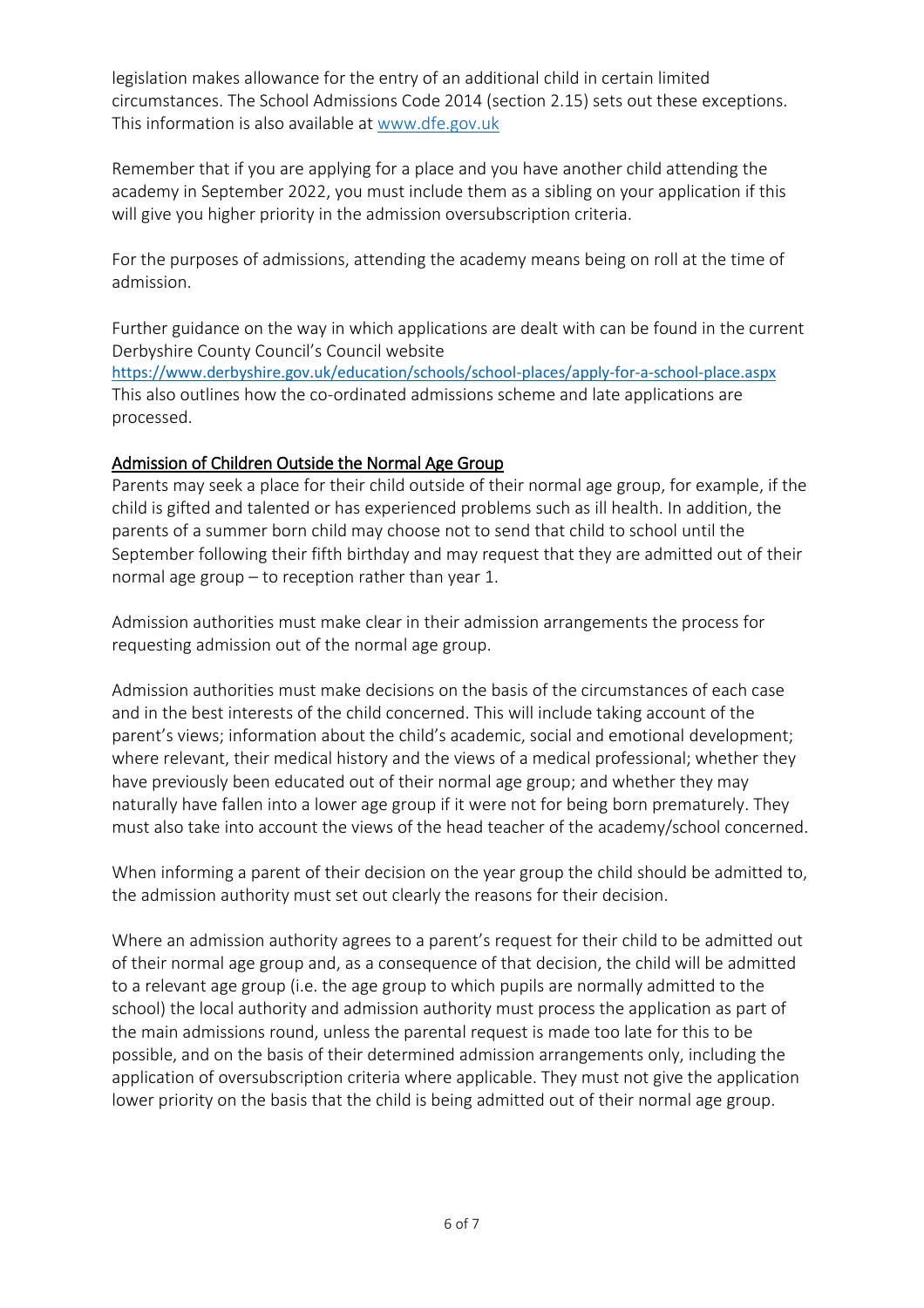legislation makes allowance for the entry of an additional child in certain limited circumstances. The School Admissions Code 2014 (section 2.15) sets out these exceptions. This information is also available at [www.dfe.gov.uk](http://www.dfe.gov.uk)

Remember that if you are applying for a place and you have another child attending the academy in September 2022, you must include them as a sibling on your application if this will give you higher priority in the admission oversubscription criteria.

For the purposes of admissions, attending the academy means being on roll at the time of admission.

Further guidance on the way in which applications are dealt with can be found in the current Derbyshire County Council's Council website
https://www.derbyshire.gov.uk/education/schools/school-places/apply-for-a-school-place.aspx
This also outlines how the co-ordinated admissions scheme and late applications are processed.

## Admission of Children Outside the Normal Age Group

Parents may seek a place for their child outside of their normal age group, for example, if the child is gifted and talented or has experienced problems such as ill health. In addition, the parents of a summer born child may choose not to send that child to school until the September following their fifth birthday and may request that they are admitted out of their normal age group – to reception rather than year 1.

Admission authorities must make clear in their admission arrangements the process for requesting admission out of the normal age group.

Admission authorities must make decisions on the basis of the circumstances of each case and in the best interests of the child concerned. This will include taking account of the parent's views; information about the child's academic, social and emotional development; where relevant, their medical history and the views of a medical professional; whether they have previously been educated out of their normal age group; and whether they may naturally have fallen into a lower age group if it were not for being born prematurely. They must also take into account the views of the head teacher of the academy/school concerned.

When informing a parent of their decision on the year group the child should be admitted to, the admission authority must set out clearly the reasons for their decision.

Where an admission authority agrees to a parent's request for their child to be admitted out of their normal age group and, as a consequence of that decision, the child will be admitted to a relevant age group (i.e. the age group to which pupils are normally admitted to the school) the local authority and admission authority must process the application as part of the main admissions round, unless the parental request is made too late for this to be possible, and on the basis of their determined admission arrangements only, including the application of oversubscription criteria where applicable. They must not give the application lower priority on the basis that the child is being admitted out of their normal age group.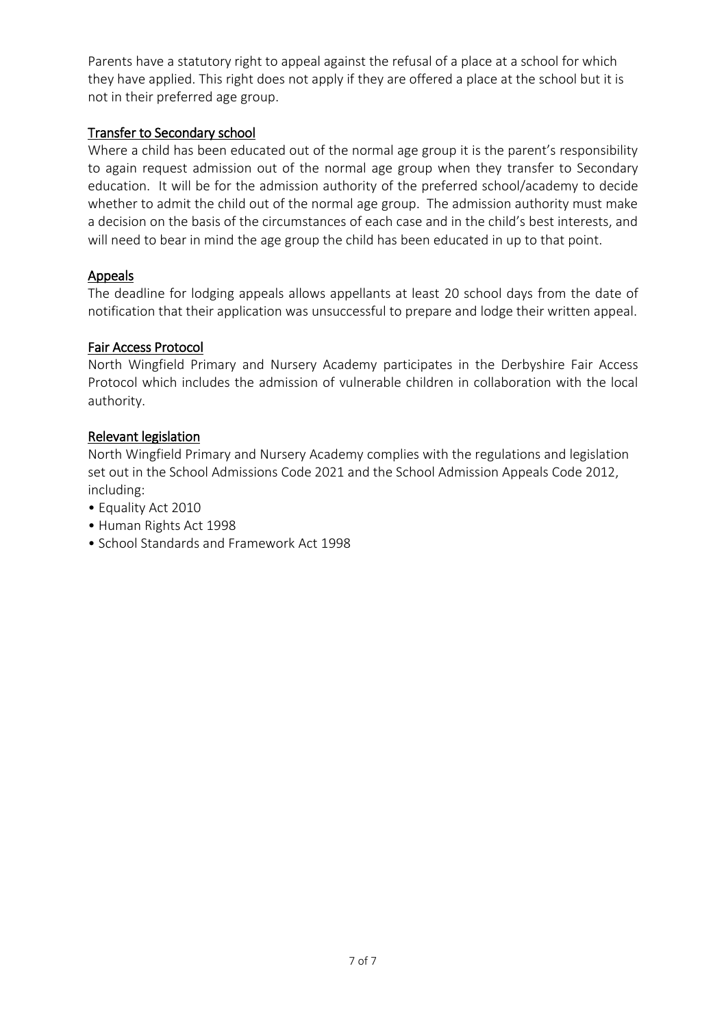Parents have a statutory right to appeal against the refusal of a place at a school for which they have applied. This right does not apply if they are offered a place at the school but it is not in their preferred age group.

## Transfer to Secondary school

Where a child has been educated out of the normal age group it is the parent's responsibility to again request admission out of the normal age group when they transfer to Secondary education. It will be for the admission authority of the preferred school/academy to decide whether to admit the child out of the normal age group. The admission authority must make a decision on the basis of the circumstances of each case and in the child's best interests, and will need to bear in mind the age group the child has been educated in up to that point.

## Appeals

The deadline for lodging appeals allows appellants at least 20 school days from the date of notification that their application was unsuccessful to prepare and lodge their written appeal.

## Fair Access Protocol

North Wingfield Primary and Nursery Academy participates in the Derbyshire Fair Access Protocol which includes the admission of vulnerable children in collaboration with the local authority.

## Relevant legislation

North Wingfield Primary and Nursery Academy complies with the regulations and legislation set out in the School Admissions Code 2021 and the School Admission Appeals Code 2012, including:

- Equality Act 2010
- Human Rights Act 1998
- School Standards and Framework Act 1998